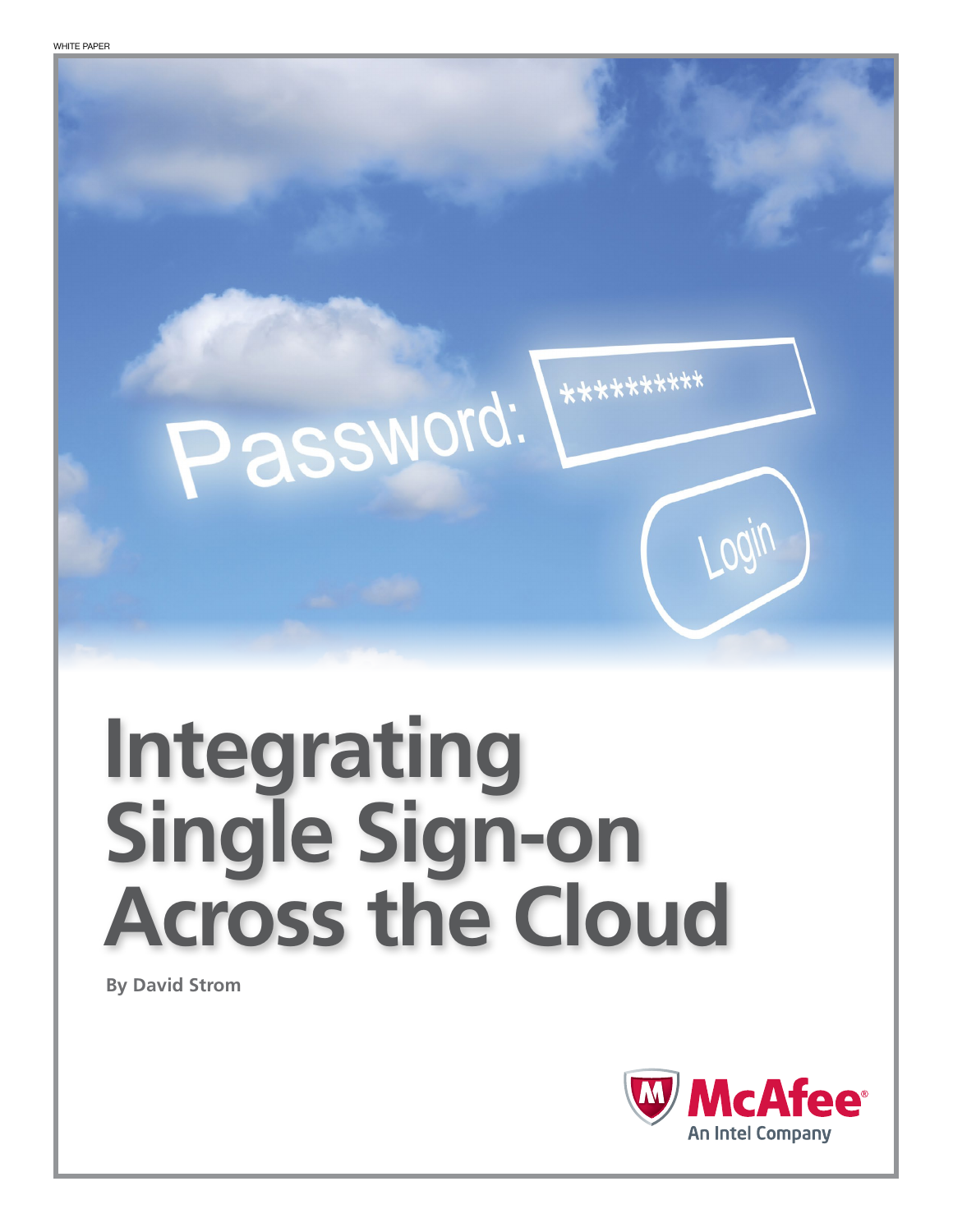WHITE PAPER

# Integrating Single Sign-on Across the Cloud

**By David Strom**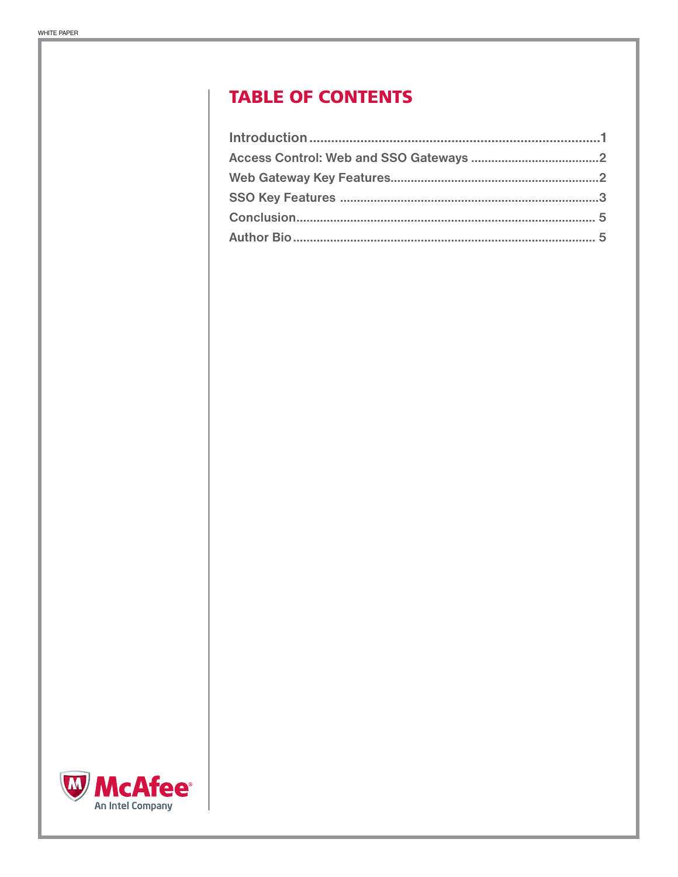# TABLE OF CONTENTS

Introduction ................................................................................1
Access Control: Web and SSO Gateways ......................................2
Web Gateway Key Features.............................................................2
SSO Key Features ............................................................................3
Conclusion........................................................................................ 5
Author Bio ........................................................................................ 5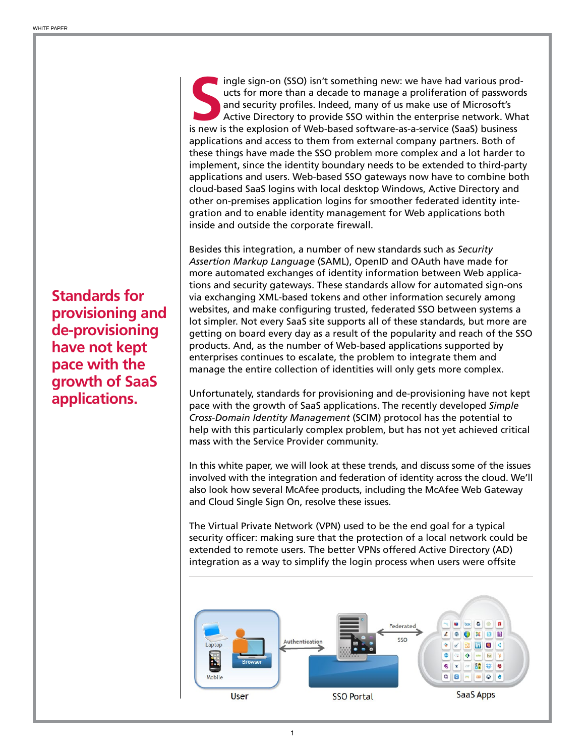Single sign-on (SSO) isn't something new: we have had various products for more than a decade to manage a proliferation of passwords and security profiles. Indeed, many of us make use of Microsoft's Active Directory to provide SSO within the enterprise network. What is new is the explosion of Web-based software-as-a-service (SaaS) business applications and access to them from external company partners. Both of these things have made the SSO problem more complex and a lot harder to implement, since the identity boundary needs to be extended to third-party applications and users. Web-based SSO gateways now have to combine both cloud-based SaaS logins with local desktop Windows, Active Directory and other on-premises application logins for smoother federated identity integration and to enable identity management for Web applications both inside and outside the corporate firewall.

Besides this integration, a number of new standards such as *Security Assertion Markup Language* (SAML), OpenID and OAuth have made for more automated exchanges of identity information between Web applications and security gateways. These standards allow for automated sign-ons via exchanging XML-based tokens and other information securely among websites, and make configuring trusted, federated SSO between systems a lot simpler. Not every SaaS site supports all of these standards, but more are getting on board every day as a result of the popularity and reach of the SSO products. And, as the number of Web-based applications supported by enterprises continues to escalate, the problem to integrate them and manage the entire collection of identities will only gets more complex.

**Standards for provisioning and de-provisioning have not kept pace with the growth of SaaS applications.**

Unfortunately, standards for provisioning and de-provisioning have not kept pace with the growth of SaaS applications. The recently developed *Simple Cross-Domain Identity Management* (SCIM) protocol has the potential to help with this particularly complex problem, but has not yet achieved critical mass with the Service Provider community.

In this white paper, we will look at these trends, and discuss some of the issues involved with the integration and federation of identity across the cloud. We'll also look how several McAfee products, including the McAfee Web Gateway and Cloud Single Sign On, resolve these issues.

The Virtual Private Network (VPN) used to be the end goal for a typical security officer: making sure that the protection of a local network could be extended to remote users. The better VPNs offered Active Directory (AD) integration as a way to simplify the login process when users were offsite

User — Authentication — SSO Portal — Federated SSO — SaaS Apps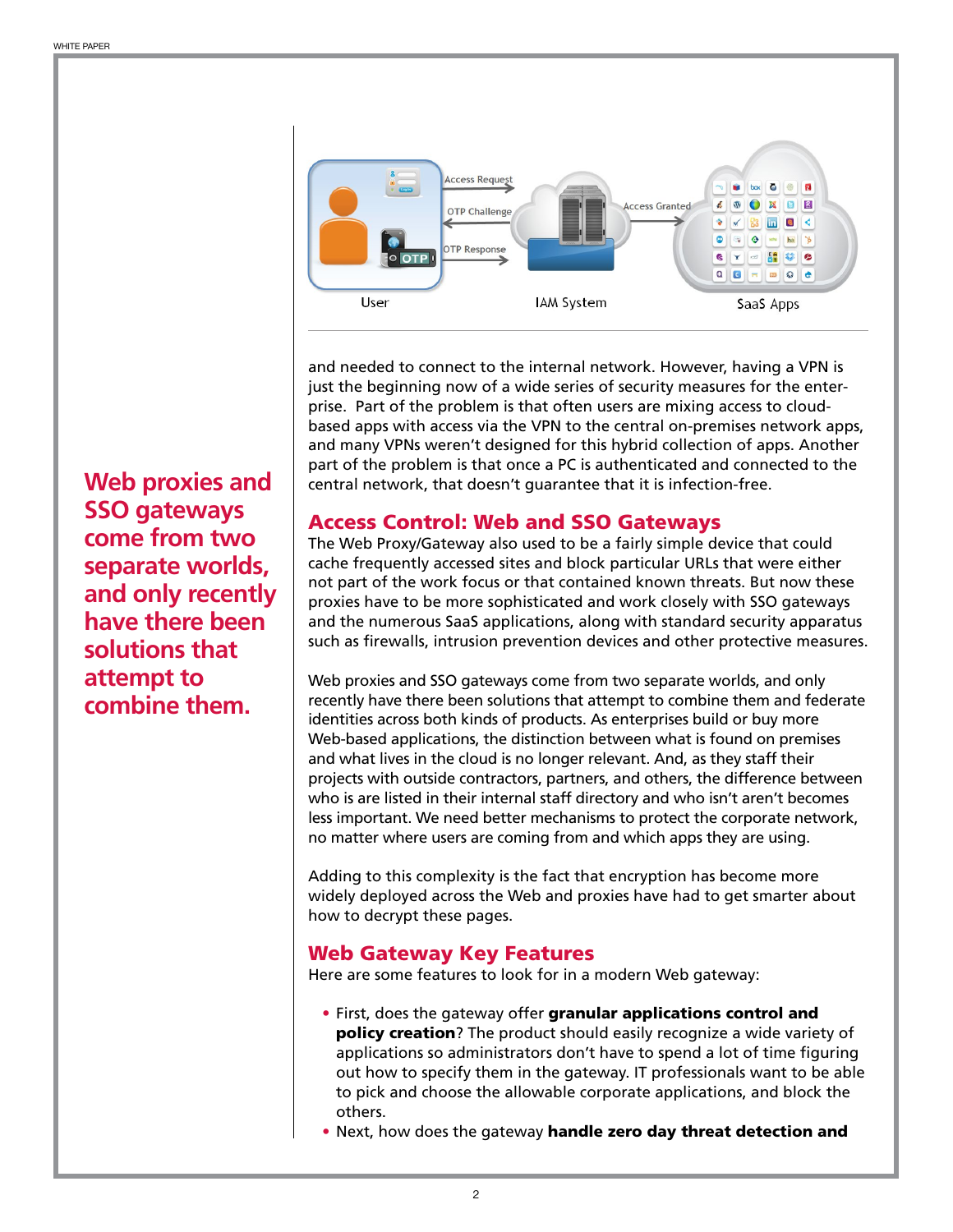Access Request

OTP Challenge

OTP Response

Access Granted

User

IAM System

SaaS Apps

> **Web proxies and SSO gateways come from two separate worlds, and only recently have there been solutions that attempt to combine them.**

and needed to connect to the internal network. However, having a VPN is just the beginning now of a wide series of security measures for the enterprise. Part of the problem is that often users are mixing access to cloud-based apps with access via the VPN to the central on-premises network apps, and many VPNs weren't designed for this hybrid collection of apps. Another part of the problem is that once a PC is authenticated and connected to the central network, that doesn't guarantee that it is infection-free.

## Access Control: Web and SSO Gateways

The Web Proxy/Gateway also used to be a fairly simple device that could cache frequently accessed sites and block particular URLs that were either not part of the work focus or that contained known threats. But now these proxies have to be more sophisticated and work closely with SSO gateways and the numerous SaaS applications, along with standard security apparatus such as firewalls, intrusion prevention devices and other protective measures.

Web proxies and SSO gateways come from two separate worlds, and only recently have there been solutions that attempt to combine them and federate identities across both kinds of products. As enterprises build or buy more Web-based applications, the distinction between what is found on premises and what lives in the cloud is no longer relevant. And, as they staff their projects with outside contractors, partners, and others, the difference between who is are listed in their internal staff directory and who isn't aren't becomes less important. We need better mechanisms to protect the corporate network, no matter where users are coming from and which apps they are using.

Adding to this complexity is the fact that encryption has become more widely deployed across the Web and proxies have had to get smarter about how to decrypt these pages.

## Web Gateway Key Features

Here are some features to look for in a modern Web gateway:

- First, does the gateway offer **granular applications control and policy creation**? The product should easily recognize a wide variety of applications so administrators don't have to spend a lot of time figuring out how to specify them in the gateway. IT professionals want to be able to pick and choose the allowable corporate applications, and block the others.
- Next, how does the gateway **handle zero day threat detection and**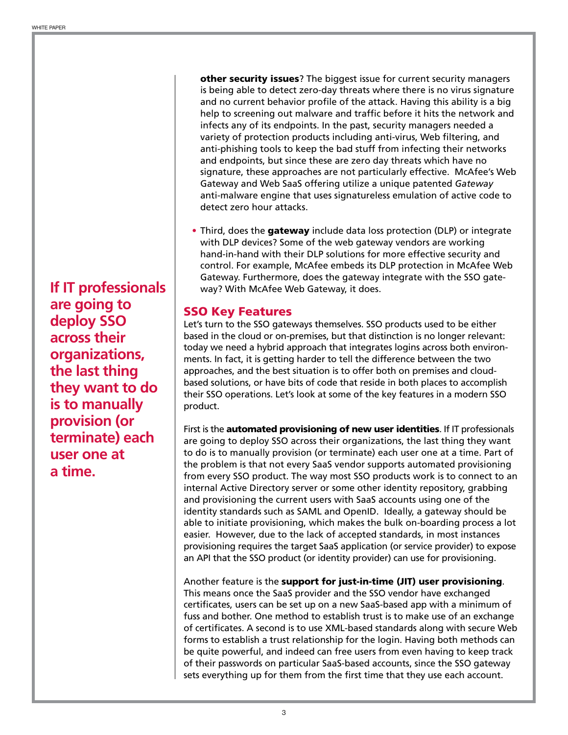**other security issues**? The biggest issue for current security managers is being able to detect zero-day threats where there is no virus signature and no current behavior profile of the attack. Having this ability is a big help to screening out malware and traffic before it hits the network and infects any of its endpoints. In the past, security managers needed a variety of protection products including anti-virus, Web filtering, and anti-phishing tools to keep the bad stuff from infecting their networks and endpoints, but since these are zero day threats which have no signature, these approaches are not particularly effective. McAfee's Web Gateway and Web SaaS offering utilize a unique patented *Gateway* anti-malware engine that uses signatureless emulation of active code to detect zero hour attacks.

- Third, does the **gateway** include data loss protection (DLP) or integrate with DLP devices? Some of the web gateway vendors are working hand-in-hand with their DLP solutions for more effective security and control. For example, McAfee embeds its DLP protection in McAfee Web Gateway. Furthermore, does the gateway integrate with the SSO gateway? With McAfee Web Gateway, it does.

**If IT professionals are going to deploy SSO across their organizations, the last thing they want to do is to manually provision (or terminate) each user one at a time.**

## SSO Key Features

Let's turn to the SSO gateways themselves. SSO products used to be either based in the cloud or on-premises, but that distinction is no longer relevant: today we need a hybrid approach that integrates logins across both environments. In fact, it is getting harder to tell the difference between the two approaches, and the best situation is to offer both on premises and cloud-based solutions, or have bits of code that reside in both places to accomplish their SSO operations. Let's look at some of the key features in a modern SSO product.

First is the **automated provisioning of new user identities**. If IT professionals are going to deploy SSO across their organizations, the last thing they want to do is to manually provision (or terminate) each user one at a time. Part of the problem is that not every SaaS vendor supports automated provisioning from every SSO product. The way most SSO products work is to connect to an internal Active Directory server or some other identity repository, grabbing and provisioning the current users with SaaS accounts using one of the identity standards such as SAML and OpenID. Ideally, a gateway should be able to initiate provisioning, which makes the bulk on-boarding process a lot easier. However, due to the lack of accepted standards, in most instances provisioning requires the target SaaS application (or service provider) to expose an API that the SSO product (or identity provider) can use for provisioning.

Another feature is the **support for just-in-time (JIT) user provisioning**. This means once the SaaS provider and the SSO vendor have exchanged certificates, users can be set up on a new SaaS-based app with a minimum of fuss and bother. One method to establish trust is to make use of an exchange of certificates. A second is to use XML-based standards along with secure Web forms to establish a trust relationship for the login. Having both methods can be quite powerful, and indeed can free users from even having to keep track of their passwords on particular SaaS-based accounts, since the SSO gateway sets everything up for them from the first time that they use each account.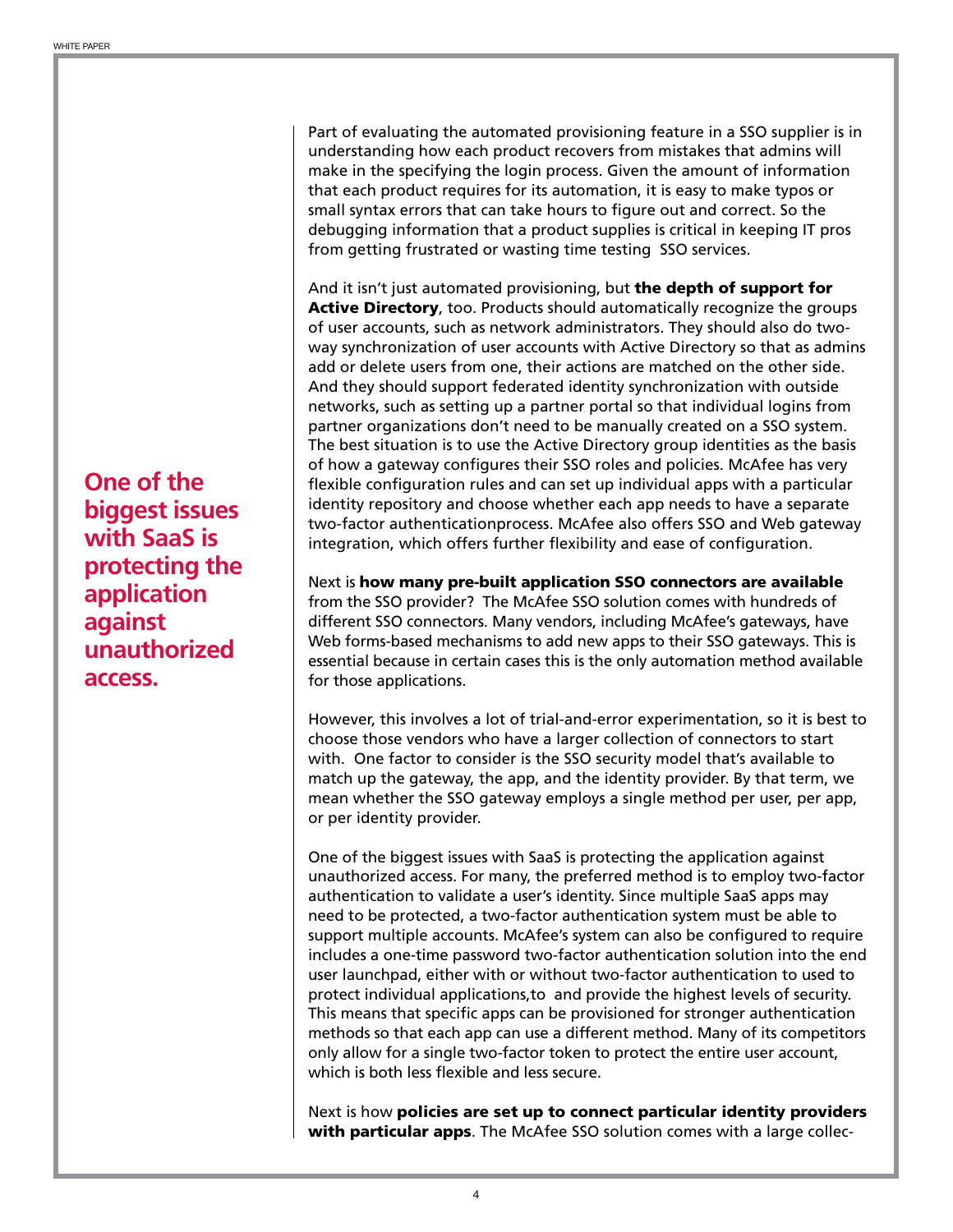Part of evaluating the automated provisioning feature in a SSO supplier is in understanding how each product recovers from mistakes that admins will make in the specifying the login process. Given the amount of information that each product requires for its automation, it is easy to make typos or small syntax errors that can take hours to figure out and correct. So the debugging information that a product supplies is critical in keeping IT pros from getting frustrated or wasting time testing SSO services.

And it isn't just automated provisioning, but **the depth of support for Active Directory**, too. Products should automatically recognize the groups of user accounts, such as network administrators. They should also do two-way synchronization of user accounts with Active Directory so that as admins add or delete users from one, their actions are matched on the other side. And they should support federated identity synchronization with outside networks, such as setting up a partner portal so that individual logins from partner organizations don't need to be manually created on a SSO system. The best situation is to use the Active Directory group identities as the basis of how a gateway configures their SSO roles and policies. McAfee has very flexible configuration rules and can set up individual apps with a particular identity repository and choose whether each app needs to have a separate two-factor authenticationprocess. McAfee also offers SSO and Web gateway integration, which offers further flexibility and ease of configuration.

**One of the biggest issues with SaaS is protecting the application against unauthorized access.**

Next is **how many pre-built application SSO connectors are available** from the SSO provider? The McAfee SSO solution comes with hundreds of different SSO connectors. Many vendors, including McAfee's gateways, have Web forms-based mechanisms to add new apps to their SSO gateways. This is essential because in certain cases this is the only automation method available for those applications.

However, this involves a lot of trial-and-error experimentation, so it is best to choose those vendors who have a larger collection of connectors to start with. One factor to consider is the SSO security model that's available to match up the gateway, the app, and the identity provider. By that term, we mean whether the SSO gateway employs a single method per user, per app, or per identity provider.

One of the biggest issues with SaaS is protecting the application against unauthorized access. For many, the preferred method is to employ two-factor authentication to validate a user's identity. Since multiple SaaS apps may need to be protected, a two-factor authentication system must be able to support multiple accounts. McAfee's system can also be configured to require includes a one-time password two-factor authentication solution into the end user launchpad, either with or without two-factor authentication to used to protect individual applications,to and provide the highest levels of security. This means that specific apps can be provisioned for stronger authentication methods so that each app can use a different method. Many of its competitors only allow for a single two-factor token to protect the entire user account, which is both less flexible and less secure.

Next is how **policies are set up to connect particular identity providers with particular apps**. The McAfee SSO solution comes with a large collec-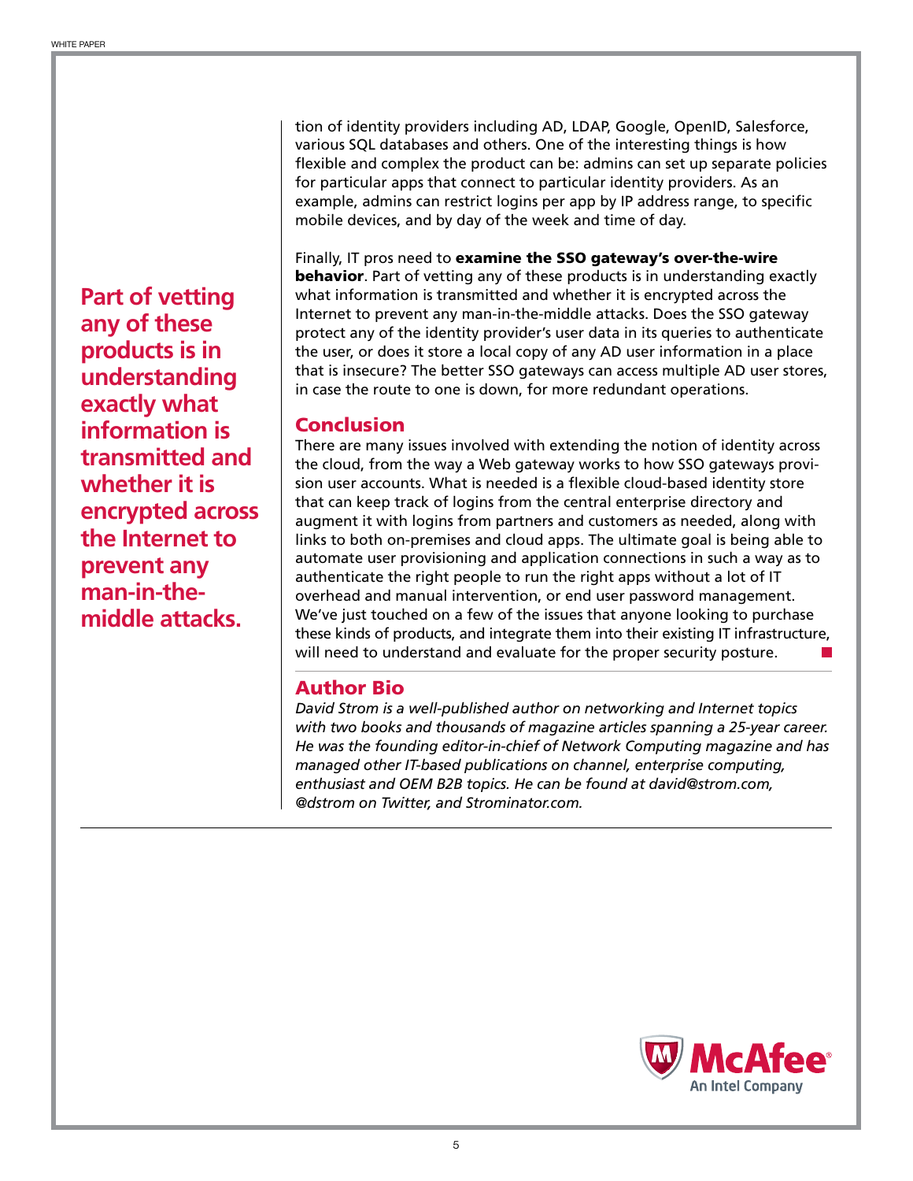tion of identity providers including AD, LDAP, Google, OpenID, Salesforce, various SQL databases and others. One of the interesting things is how flexible and complex the product can be: admins can set up separate policies for particular apps that connect to particular identity providers. As an example, admins can restrict logins per app by IP address range, to specific mobile devices, and by day of the week and time of day.

**Part of vetting any of these products is in understanding exactly what information is transmitted and whether it is encrypted across the Internet to prevent any man-in-the-middle attacks.**

Finally, IT pros need to **examine the SSO gateway's over-the-wire behavior**. Part of vetting any of these products is in understanding exactly what information is transmitted and whether it is encrypted across the Internet to prevent any man-in-the-middle attacks. Does the SSO gateway protect any of the identity provider's user data in its queries to authenticate the user, or does it store a local copy of any AD user information in a place that is insecure? The better SSO gateways can access multiple AD user stores, in case the route to one is down, for more redundant operations.

## Conclusion

There are many issues involved with extending the notion of identity across the cloud, from the way a Web gateway works to how SSO gateways provision user accounts. What is needed is a flexible cloud-based identity store that can keep track of logins from the central enterprise directory and augment it with logins from partners and customers as needed, along with links to both on-premises and cloud apps. The ultimate goal is being able to automate user provisioning and application connections in such a way as to authenticate the right people to run the right apps without a lot of IT overhead and manual intervention, or end user password management. We've just touched on a few of the issues that anyone looking to purchase these kinds of products, and integrate them into their existing IT infrastructure, will need to understand and evaluate for the proper security posture.

## Author Bio

*David Strom is a well-published author on networking and Internet topics with two books and thousands of magazine articles spanning a 25-year career. He was the founding editor-in-chief of Network Computing magazine and has managed other IT-based publications on channel, enterprise computing, enthusiast and OEM B2B topics. He can be found at david@strom.com, @dstrom on Twitter, and Strominator.com.*

McAfee
An Intel Company